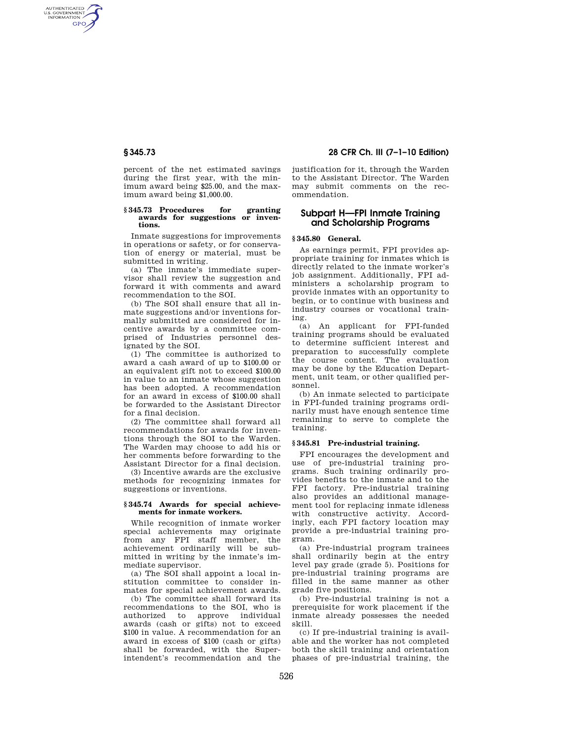percent of the net estimated savings during the first year, with the minimum award being $25.00, and the maximum award being $1,000.00.

**§ 345.73 Procedures for granting awards for suggestions or inventions.**

Inmate suggestions for improvements in operations or safety, or for conservation of energy or material, must be submitted in writing.

(a) The inmate's immediate supervisor shall review the suggestion and forward it with comments and award recommendation to the SOI.

(b) The SOI shall ensure that all inmate suggestions and/or inventions formally submitted are considered for incentive awards by a committee comprised of Industries personnel designated by the SOI.

(1) The committee is authorized to award a cash award of up to $100.00 or an equivalent gift not to exceed $100.00 in value to an inmate whose suggestion has been adopted. A recommendation for an award in excess of $100.00 shall be forwarded to the Assistant Director for a final decision.

(2) The committee shall forward all recommendations for awards for inventions through the SOI to the Warden. The Warden may choose to add his or her comments before forwarding to the Assistant Director for a final decision.

(3) Incentive awards are the exclusive methods for recognizing inmates for suggestions or inventions.

**§ 345.74 Awards for special achievements for inmate workers.**

While recognition of inmate worker special achievements may originate from any FPI staff member, the achievement ordinarily will be submitted in writing by the inmate's immediate supervisor.

(a) The SOI shall appoint a local institution committee to consider inmates for special achievement awards.

(b) The committee shall forward its recommendations to the SOI, who is authorized to approve individual awards (cash or gifts) not to exceed $100 in value. A recommendation for an award in excess of $100 (cash or gifts) shall be forwarded, with the Superintendent's recommendation and the justification for it, through the Warden to the Assistant Director. The Warden may submit comments on the recommendation.

## Subpart H—FPI Inmate Training and Scholarship Programs

**§ 345.80 General.**

As earnings permit, FPI provides appropriate training for inmates which is directly related to the inmate worker's job assignment. Additionally, FPI administers a scholarship program to provide inmates with an opportunity to begin, or to continue with business and industry courses or vocational training.

(a) An applicant for FPI-funded training programs should be evaluated to determine sufficient interest and preparation to successfully complete the course content. The evaluation may be done by the Education Department, unit team, or other qualified personnel.

(b) An inmate selected to participate in FPI-funded training programs ordinarily must have enough sentence time remaining to serve to complete the training.

**§ 345.81 Pre-industrial training.**

FPI encourages the development and use of pre-industrial training programs. Such training ordinarily provides benefits to the inmate and to the FPI factory. Pre-industrial training also provides an additional management tool for replacing inmate idleness with constructive activity. Accordingly, each FPI factory location may provide a pre-industrial training program.

(a) Pre-industrial program trainees shall ordinarily begin at the entry level pay grade (grade 5). Positions for pre-industrial training programs are filled in the same manner as other grade five positions.

(b) Pre-industrial training is not a prerequisite for work placement if the inmate already possesses the needed skill.

(c) If pre-industrial training is available and the worker has not completed both the skill training and orientation phases of pre-industrial training, the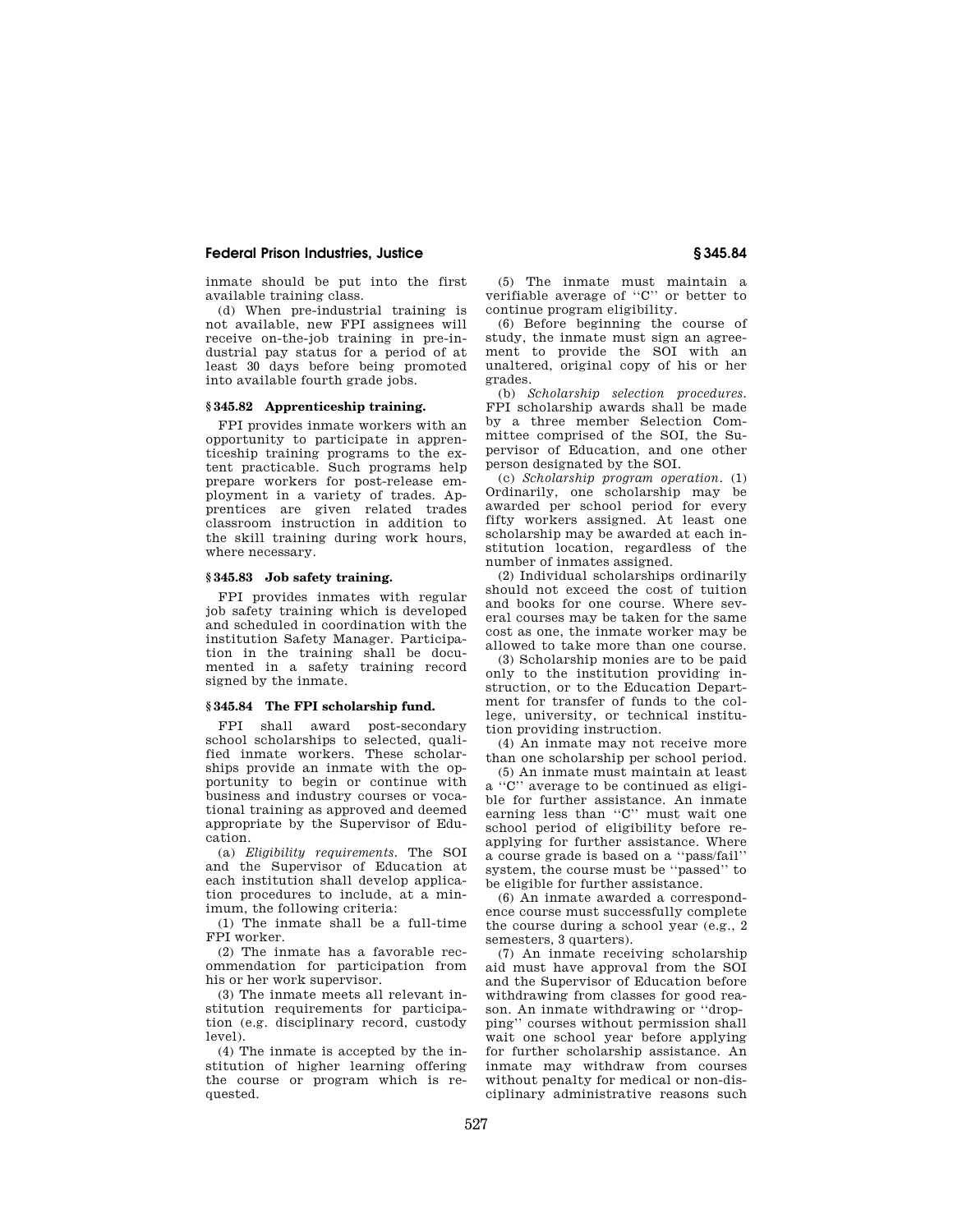inmate should be put into the first available training class.

(d) When pre-industrial training is not available, new FPI assignees will receive on-the-job training in pre-industrial pay status for a period of at least 30 days before being promoted into available fourth grade jobs.

### § 345.82 Apprenticeship training.

FPI provides inmate workers with an opportunity to participate in apprenticeship training programs to the extent practicable. Such programs help prepare workers for post-release employment in a variety of trades. Apprentices are given related trades classroom instruction in addition to the skill training during work hours, where necessary.

### § 345.83 Job safety training.

FPI provides inmates with regular job safety training which is developed and scheduled in coordination with the institution Safety Manager. Participation in the training shall be documented in a safety training record signed by the inmate.

### § 345.84 The FPI scholarship fund.

FPI shall award post-secondary school scholarships to selected, qualified inmate workers. These scholarships provide an inmate with the opportunity to begin or continue with business and industry courses or vocational training as approved and deemed appropriate by the Supervisor of Education.

(a) *Eligibility requirements.* The SOI and the Supervisor of Education at each institution shall develop application procedures to include, at a minimum, the following criteria:

(1) The inmate shall be a full-time FPI worker.

(2) The inmate has a favorable recommendation for participation from his or her work supervisor.

(3) The inmate meets all relevant institution requirements for participation (e.g. disciplinary record, custody level).

(4) The inmate is accepted by the institution of higher learning offering the course or program which is requested.

(5) The inmate must maintain a verifiable average of ''C'' or better to continue program eligibility.

(6) Before beginning the course of study, the inmate must sign an agreement to provide the SOI with an unaltered, original copy of his or her grades.

(b) *Scholarship selection procedures.* FPI scholarship awards shall be made by a three member Selection Committee comprised of the SOI, the Supervisor of Education, and one other person designated by the SOI.

(c) *Scholarship program operation.* (1) Ordinarily, one scholarship may be awarded per school period for every fifty workers assigned. At least one scholarship may be awarded at each institution location, regardless of the number of inmates assigned.

(2) Individual scholarships ordinarily should not exceed the cost of tuition and books for one course. Where several courses may be taken for the same cost as one, the inmate worker may be allowed to take more than one course.

(3) Scholarship monies are to be paid only to the institution providing instruction, or to the Education Department for transfer of funds to the college, university, or technical institution providing instruction.

(4) An inmate may not receive more than one scholarship per school period.

(5) An inmate must maintain at least a ''C'' average to be continued as eligible for further assistance. An inmate earning less than ''C'' must wait one school period of eligibility before reapplying for further assistance. Where a course grade is based on a ''pass/fail'' system, the course must be ''passed'' to be eligible for further assistance.

(6) An inmate awarded a correspondence course must successfully complete the course during a school year (e.g., 2 semesters, 3 quarters).

(7) An inmate receiving scholarship aid must have approval from the SOI and the Supervisor of Education before withdrawing from classes for good reason. An inmate withdrawing or ''dropping'' courses without permission shall wait one school year before applying for further scholarship assistance. An inmate may withdraw from courses without penalty for medical or non-disciplinary administrative reasons such